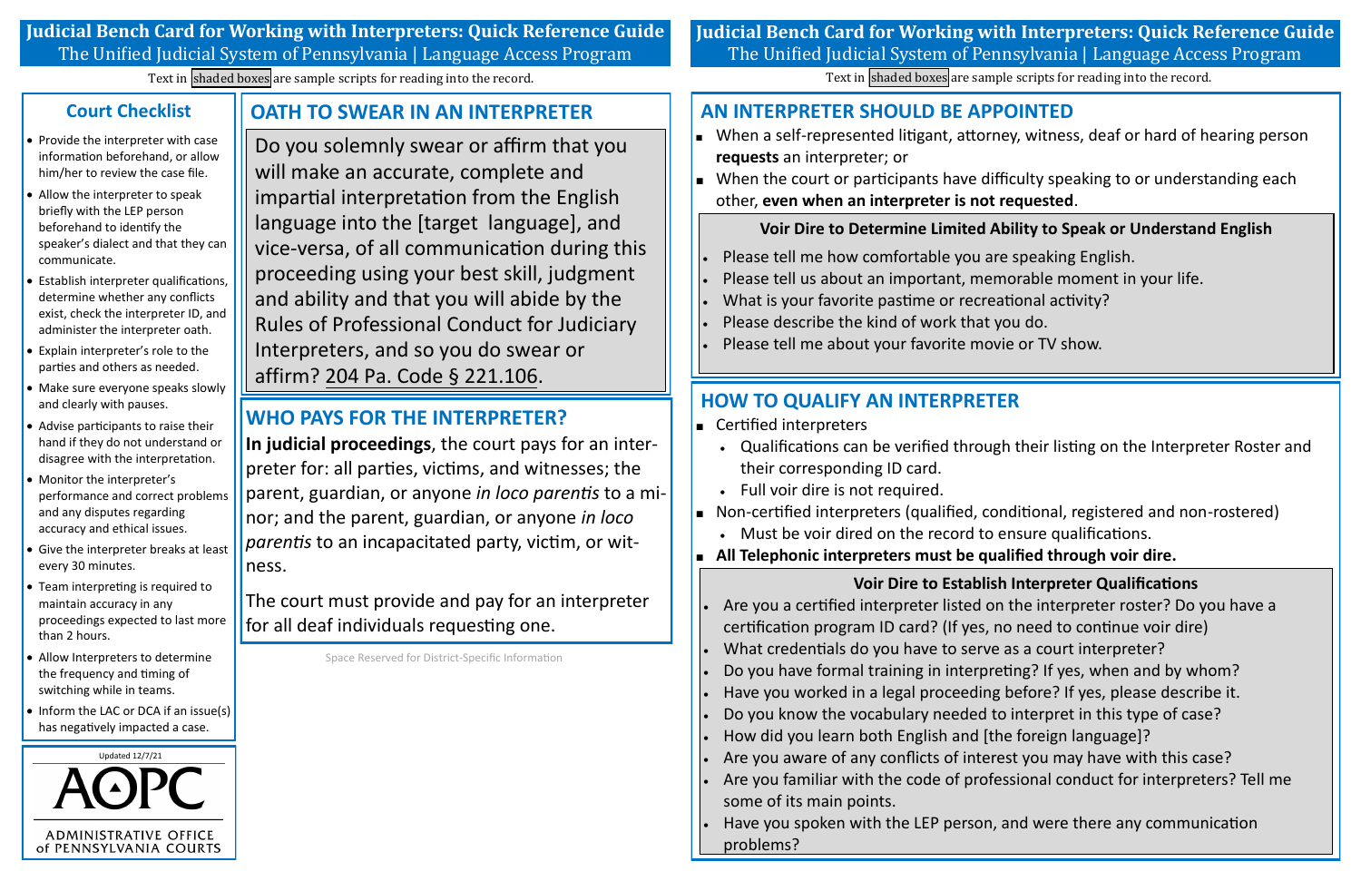# Judicial Bench Card for Working with Interpreters: Quick Reference Guide

The Unified Judicial System of Pennsylvania | Language Access Program

Text in shaded boxes are sample scripts for reading into the record.

## Court Checklist

- Provide the interpreter with case information beforehand, or allow him/her to review the case file.
- Allow the interpreter to speak briefly with the LEP person beforehand to identify the speaker's dialect and that they can communicate.
- Establish interpreter qualifications, determine whether any conflicts exist, check the interpreter ID, and administer the interpreter oath.
- Explain interpreter's role to the parties and others as needed.
- Make sure everyone speaks slowly and clearly with pauses.
- Advise participants to raise their hand if they do not understand or disagree with the interpretation.
- Monitor the interpreter's performance and correct problems and any disputes regarding accuracy and ethical issues.
- Give the interpreter breaks at least every 30 minutes.
- Team interpreting is required to maintain accuracy in any proceedings expected to last more than 2 hours.
- Allow Interpreters to determine the frequency and timing of switching while in teams.
- Inform the LAC or DCA if an issue(s) has negatively impacted a case.

Updated 12/7/21

AOPC
ADMINISTRATIVE OFFICE of PENNSYLVANIA COURTS

## OATH TO SWEAR IN AN INTERPRETER

Do you solemnly swear or affirm that you will make an accurate, complete and impartial interpretation from the English language into the [target language], and vice-versa, of all communication during this proceeding using your best skill, judgment and ability and that you will abide by the Rules of Professional Conduct for Judiciary Interpreters, and so you do swear or affirm? 204 Pa. Code § 221.106.

## WHO PAYS FOR THE INTERPRETER?

**In judicial proceedings**, the court pays for an interpreter for: all parties, victims, and witnesses; the parent, guardian, or anyone *in loco parentis* to a minor; and the parent, guardian, or anyone *in loco parentis* to an incapacitated party, victim, or witness.

The court must provide and pay for an interpreter for all deaf individuals requesting one.

Space Reserved for District-Specific Information

## AN INTERPRETER SHOULD BE APPOINTED

- When a self-represented litigant, attorney, witness, deaf or hard of hearing person **requests** an interpreter; or
- When the court or participants have difficulty speaking to or understanding each other, **even when an interpreter is not requested**.

### Voir Dire to Determine Limited Ability to Speak or Understand English

- Please tell me how comfortable you are speaking English.
- Please tell us about an important, memorable moment in your life.
- What is your favorite pastime or recreational activity?
- Please describe the kind of work that you do.
- Please tell me about your favorite movie or TV show.

## HOW TO QUALIFY AN INTERPRETER

- Certified interpreters
  - Qualifications can be verified through their listing on the Interpreter Roster and their corresponding ID card.
  - Full voir dire is not required.
- Non-certified interpreters (qualified, conditional, registered and non-rostered)
  - Must be voir dired on the record to ensure qualifications.
- **All Telephonic interpreters must be qualified through voir dire.**

### Voir Dire to Establish Interpreter Qualifications

- Are you a certified interpreter listed on the interpreter roster? Do you have a certification program ID card? (If yes, no need to continue voir dire)
- What credentials do you have to serve as a court interpreter?
- Do you have formal training in interpreting? If yes, when and by whom?
- Have you worked in a legal proceeding before? If yes, please describe it.
- Do you know the vocabulary needed to interpret in this type of case?
- How did you learn both English and [the foreign language]?
- Are you aware of any conflicts of interest you may have with this case?
- Are you familiar with the code of professional conduct for interpreters? Tell me some of its main points.
- Have you spoken with the LEP person, and were there any communication problems?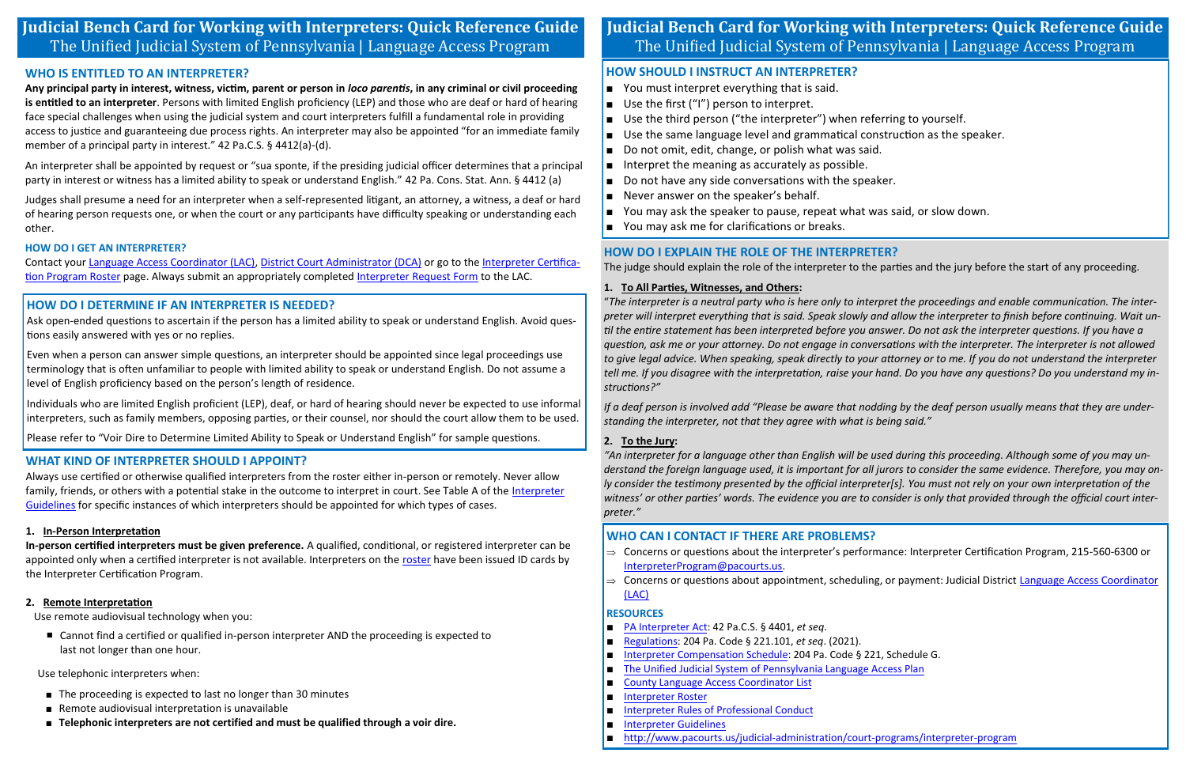# Judicial Bench Card for Working with Interpreters: Quick Reference Guide

The Unified Judicial System of Pennsylvania | Language Access Program

## WHO IS ENTITLED TO AN INTERPRETER?

**Any principal party in interest, witness, victim, parent or person in *loco parentis*, in any criminal or civil proceeding is entitled to an interpreter**. Persons with limited English proficiency (LEP) and those who are deaf or hard of hearing face special challenges when using the judicial system and court interpreters fulfill a fundamental role in providing access to justice and guaranteeing due process rights. An interpreter may also be appointed "for an immediate family member of a principal party in interest." 42 Pa.C.S. § 4412(a)-(d).

An interpreter shall be appointed by request or "sua sponte, if the presiding judicial officer determines that a principal party in interest or witness has a limited ability to speak or understand English." 42 Pa. Cons. Stat. Ann. § 4412 (a)

Judges shall presume a need for an interpreter when a self-represented litigant, an attorney, a witness, a deaf or hard of hearing person requests one, or when the court or any participants have difficulty speaking or understanding each other.

### HOW DO I GET AN INTERPRETER?

Contact your Language Access Coordinator (LAC), District Court Administrator (DCA) or go to the Interpreter Certification Program Roster page. Always submit an appropriately completed Interpreter Request Form to the LAC.

## HOW DO I DETERMINE IF AN INTERPRETER IS NEEDED?

Ask open-ended questions to ascertain if the person has a limited ability to speak or understand English. Avoid questions easily answered with yes or no replies.

Even when a person can answer simple questions, an interpreter should be appointed since legal proceedings use terminology that is often unfamiliar to people with limited ability to speak or understand English. Do not assume a level of English proficiency based on the person's length of residence.

Individuals who are limited English proficient (LEP), deaf, or hard of hearing should never be expected to use informal interpreters, such as family members, opposing parties, or their counsel, nor should the court allow them to be used.

Please refer to "Voir Dire to Determine Limited Ability to Speak or Understand English" for sample questions.

## WHAT KIND OF INTERPRETER SHOULD I APPOINT?

Always use certified or otherwise qualified interpreters from the roster either in-person or remotely. Never allow family, friends, or others with a potential stake in the outcome to interpret in court. See Table A of the Interpreter Guidelines for specific instances of which interpreters should be appointed for which types of cases.

1. **In-Person Interpretation**

**In-person certified interpreters must be given preference.** A qualified, conditional, or registered interpreter can be appointed only when a certified interpreter is not available. Interpreters on the roster have been issued ID cards by the Interpreter Certification Program.

2. **Remote Interpretation**

Use remote audiovisual technology when you:

- Cannot find a certified or qualified in-person interpreter AND the proceeding is expected to last not longer than one hour.

Use telephonic interpreters when:

- The proceeding is expected to last no longer than 30 minutes
- Remote audiovisual interpretation is unavailable
- **Telephonic interpreters are not certified and must be qualified through a voir dire.**

## HOW SHOULD I INSTRUCT AN INTERPRETER?

- You must interpret everything that is said.
- Use the first ("I") person to interpret.
- Use the third person ("the interpreter") when referring to yourself.
- Use the same language level and grammatical construction as the speaker.
- Do not omit, edit, change, or polish what was said.
- Interpret the meaning as accurately as possible.
- Do not have any side conversations with the speaker.
- Never answer on the speaker's behalf.
- You may ask the speaker to pause, repeat what was said, or slow down.
- You may ask me for clarifications or breaks.

## HOW DO I EXPLAIN THE ROLE OF THE INTERPRETER?

The judge should explain the role of the interpreter to the parties and the jury before the start of any proceeding.

1. **To All Parties, Witnesses, and Others:**

"*The interpreter is a neutral party who is here only to interpret the proceedings and enable communication. The interpreter will interpret everything that is said. Speak slowly and allow the interpreter to finish before continuing. Wait until the entire statement has been interpreted before you answer. Do not ask the interpreter questions. If you have a question, ask me or your attorney. Do not engage in conversations with the interpreter. The interpreter is not allowed to give legal advice. When speaking, speak directly to your attorney or to me. If you do not understand the interpreter tell me. If you disagree with the interpretation, raise your hand. Do you have any questions? Do you understand my instructions?"*

*If a deaf person is involved add "Please be aware that nodding by the deaf person usually means that they are understanding the interpreter, not that they agree with what is being said."*

2. **To the Jury:**

*"An interpreter for a language other than English will be used during this proceeding. Although some of you may understand the foreign language used, it is important for all jurors to consider the same evidence. Therefore, you may only consider the testimony presented by the official interpreter[s]. You must not rely on your own interpretation of the witness' or other parties' words. The evidence you are to consider is only that provided through the official court interpreter."*

## WHO CAN I CONTACT IF THERE ARE PROBLEMS?

- ⇒ Concerns or questions about the interpreter's performance: Interpreter Certification Program, 215-560-6300 or InterpreterProgram@pacourts.us.
- ⇒ Concerns or questions about appointment, scheduling, or payment: Judicial District Language Access Coordinator (LAC)

### RESOURCES

- PA Interpreter Act: 42 Pa.C.S. § 4401, *et seq*.
- Regulations: 204 Pa. Code § 221.101, *et seq*. (2021).
- Interpreter Compensation Schedule: 204 Pa. Code § 221, Schedule G.
- The Unified Judicial System of Pennsylvania Language Access Plan
- County Language Access Coordinator List
- Interpreter Roster
- Interpreter Rules of Professional Conduct
- Interpreter Guidelines
- http://www.pacourts.us/judicial-administration/court-programs/interpreter-program